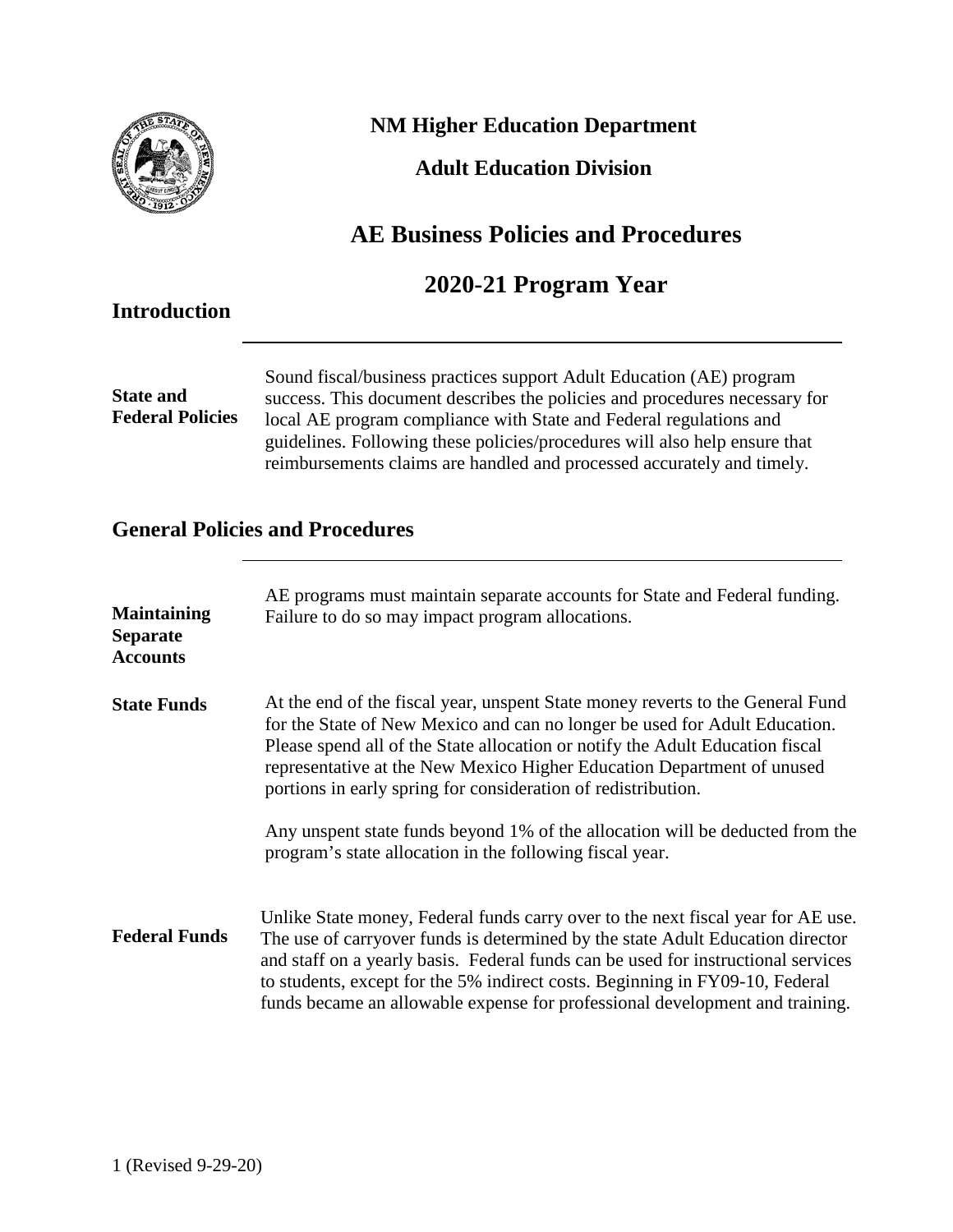**NM Higher Education Department**

**Adult Education Division**

# AE Business Policies and Procedures

# 2020-21 Program Year

## Introduction

**State and Federal Policies**

Sound fiscal/business practices support Adult Education (AE) program success. This document describes the policies and procedures necessary for local AE program compliance with State and Federal regulations and guidelines. Following these policies/procedures will also help ensure that reimbursements claims are handled and processed accurately and timely.

## General Policies and Procedures

**Maintaining Separate Accounts**

AE programs must maintain separate accounts for State and Federal funding. Failure to do so may impact program allocations.

**State Funds**

At the end of the fiscal year, unspent State money reverts to the General Fund for the State of New Mexico and can no longer be used for Adult Education. Please spend all of the State allocation or notify the Adult Education fiscal representative at the New Mexico Higher Education Department of unused portions in early spring for consideration of redistribution.

Any unspent state funds beyond 1% of the allocation will be deducted from the program's state allocation in the following fiscal year.

**Federal Funds**

Unlike State money, Federal funds carry over to the next fiscal year for AE use. The use of carryover funds is determined by the state Adult Education director and staff on a yearly basis. Federal funds can be used for instructional services to students, except for the 5% indirect costs. Beginning in FY09-10, Federal funds became an allowable expense for professional development and training.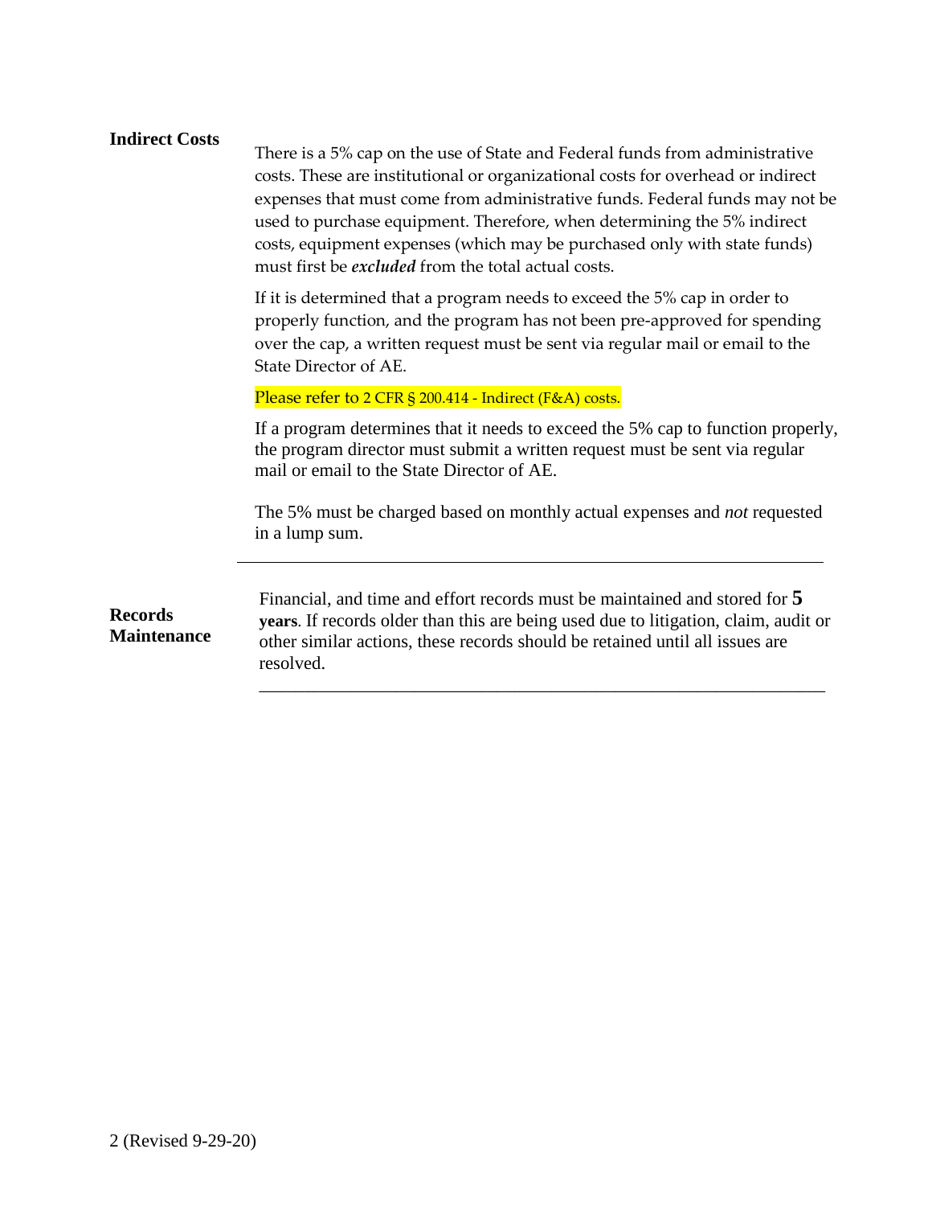## Indirect Costs

There is a 5% cap on the use of State and Federal funds from administrative costs. These are institutional or organizational costs for overhead or indirect expenses that must come from administrative funds. Federal funds may not be used to purchase equipment. Therefore, when determining the 5% indirect costs, equipment expenses (which may be purchased only with state funds) must first be ***excluded*** from the total actual costs.

If it is determined that a program needs to exceed the 5% cap in order to properly function, and the program has not been pre-approved for spending over the cap, a written request must be sent via regular mail or email to the State Director of AE.

Please refer to 2 CFR § 200.414 - Indirect (F&A) costs.

If a program determines that it needs to exceed the 5% cap to function properly, the program director must submit a written request must be sent via regular mail or email to the State Director of AE.

The 5% must be charged based on monthly actual expenses and *not* requested in a lump sum.

---

## Records Maintenance

Financial, and time and effort records must be maintained and stored for **5 years**. If records older than this are being used due to litigation, claim, audit or other similar actions, these records should be retained until all issues are resolved.

---

(Revised 9-29-20)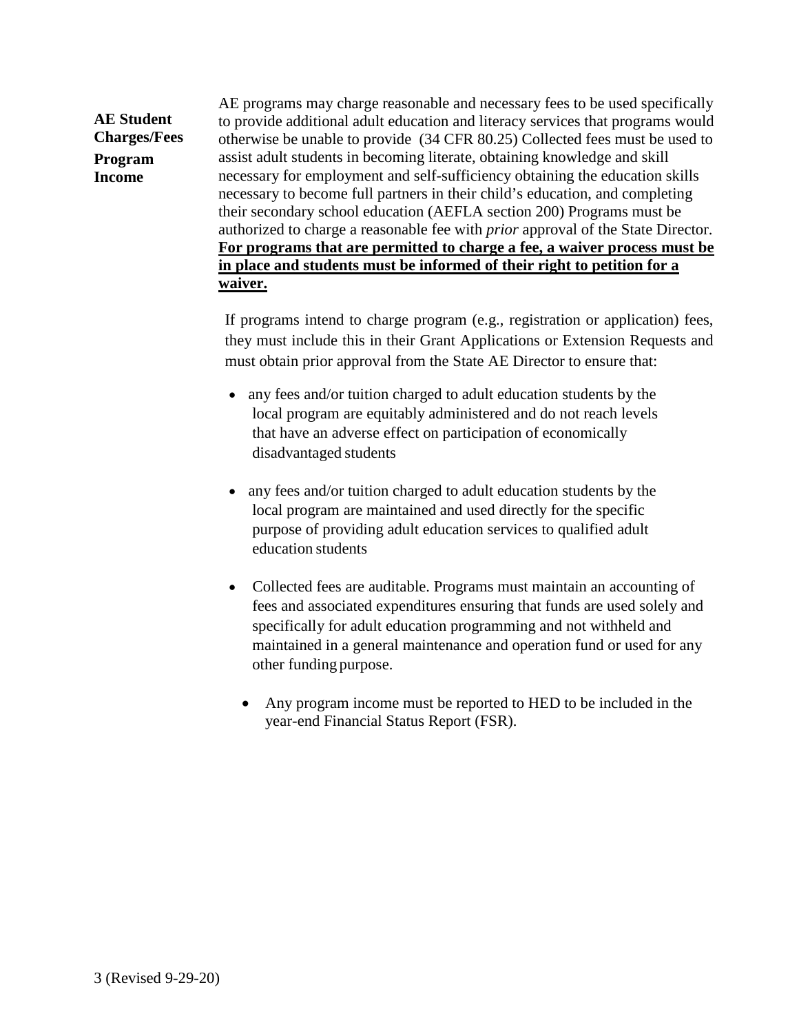**AE Student Charges/Fees**

**Program Income**

AE programs may charge reasonable and necessary fees to be used specifically to provide additional adult education and literacy services that programs would otherwise be unable to provide (34 CFR 80.25) Collected fees must be used to assist adult students in becoming literate, obtaining knowledge and skill necessary for employment and self-sufficiency obtaining the education skills necessary to become full partners in their child's education, and completing their secondary school education (AEFLA section 200) Programs must be authorized to charge a reasonable fee with *prior* approval of the State Director. **For programs that are permitted to charge a fee, a waiver process must be in place and students must be informed of their right to petition for a waiver.**

If programs intend to charge program (e.g., registration or application) fees, they must include this in their Grant Applications or Extension Requests and must obtain prior approval from the State AE Director to ensure that:

- any fees and/or tuition charged to adult education students by the local program are equitably administered and do not reach levels that have an adverse effect on participation of economically disadvantaged students
- any fees and/or tuition charged to adult education students by the local program are maintained and used directly for the specific purpose of providing adult education services to qualified adult education students
- Collected fees are auditable. Programs must maintain an accounting of fees and associated expenditures ensuring that funds are used solely and specifically for adult education programming and not withheld and maintained in a general maintenance and operation fund or used for any other funding purpose.
  - Any program income must be reported to HED to be included in the year-end Financial Status Report (FSR).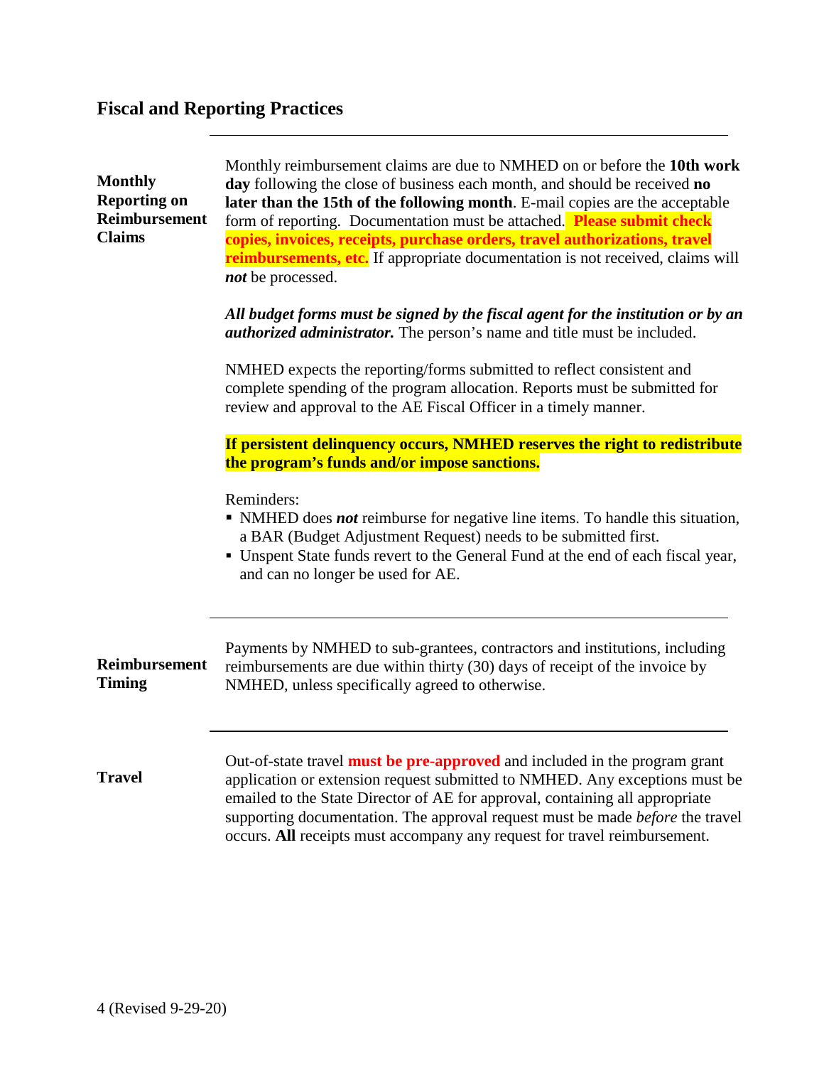## Fiscal and Reporting Practices

---

### Monthly Reporting on Reimbursement Claims

Monthly reimbursement claims are due to NMHED on or before the **10th work day** following the close of business each month, and should be received **no later than the 15th of the following month**. E-mail copies are the acceptable form of reporting. Documentation must be attached. **Please submit check copies, invoices, receipts, purchase orders, travel authorizations, travel reimbursements, etc.** If appropriate documentation is not received, claims will ***not*** be processed.

***All budget forms must be signed by the fiscal agent for the institution or by an authorized administrator.*** The person's name and title must be included.

NMHED expects the reporting/forms submitted to reflect consistent and complete spending of the program allocation. Reports must be submitted for review and approval to the AE Fiscal Officer in a timely manner.

**If persistent delinquency occurs, NMHED reserves the right to redistribute the program's funds and/or impose sanctions.**

Reminders:

- NMHED does ***not*** reimburse for negative line items. To handle this situation, a BAR (Budget Adjustment Request) needs to be submitted first.
- Unspent State funds revert to the General Fund at the end of each fiscal year, and can no longer be used for AE.

---

### Reimbursement Timing

Payments by NMHED to sub-grantees, contractors and institutions, including reimbursements are due within thirty (30) days of receipt of the invoice by NMHED, unless specifically agreed to otherwise.

---

### Travel

Out-of-state travel **must be pre-approved** and included in the program grant application or extension request submitted to NMHED. Any exceptions must be emailed to the State Director of AE for approval, containing all appropriate supporting documentation. The approval request must be made *before* the travel occurs. **All** receipts must accompany any request for travel reimbursement.

(Revised 9-29-20)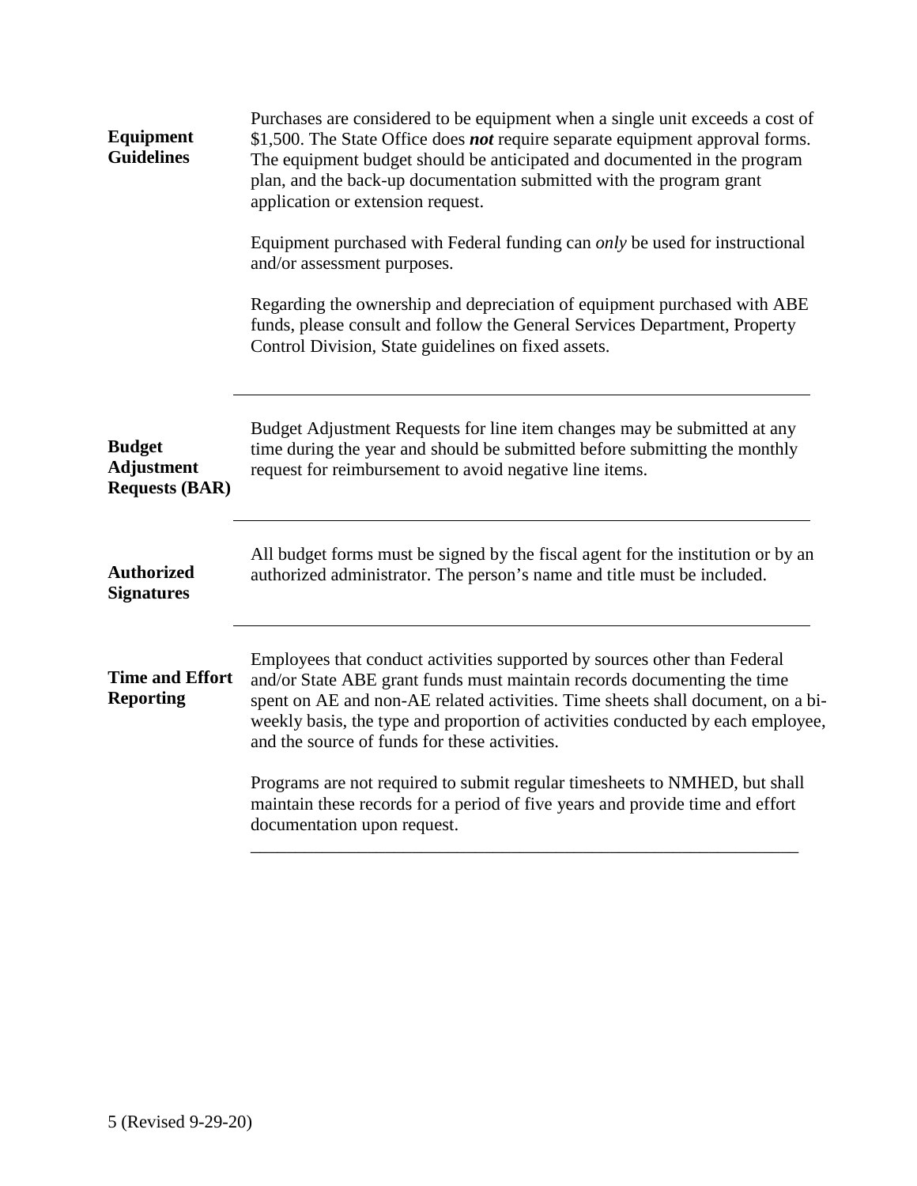## Equipment Guidelines

Purchases are considered to be equipment when a single unit exceeds a cost of $1,500. The State Office does ***not*** require separate equipment approval forms. The equipment budget should be anticipated and documented in the program plan, and the back-up documentation submitted with the program grant application or extension request.

Equipment purchased with Federal funding can *only* be used for instructional and/or assessment purposes.

Regarding the ownership and depreciation of equipment purchased with ABE funds, please consult and follow the General Services Department, Property Control Division, State guidelines on fixed assets.

---

## Budget Adjustment Requests (BAR)

Budget Adjustment Requests for line item changes may be submitted at any time during the year and should be submitted before submitting the monthly request for reimbursement to avoid negative line items.

---

## Authorized Signatures

All budget forms must be signed by the fiscal agent for the institution or by an authorized administrator. The person's name and title must be included.

---

## Time and Effort Reporting

Employees that conduct activities supported by sources other than Federal and/or State ABE grant funds must maintain records documenting the time spent on AE and non-AE related activities. Time sheets shall document, on a bi-weekly basis, the type and proportion of activities conducted by each employee, and the source of funds for these activities.

Programs are not required to submit regular timesheets to NMHED, but shall maintain these records for a period of five years and provide time and effort documentation upon request.

---

5 (Revised 9-29-20)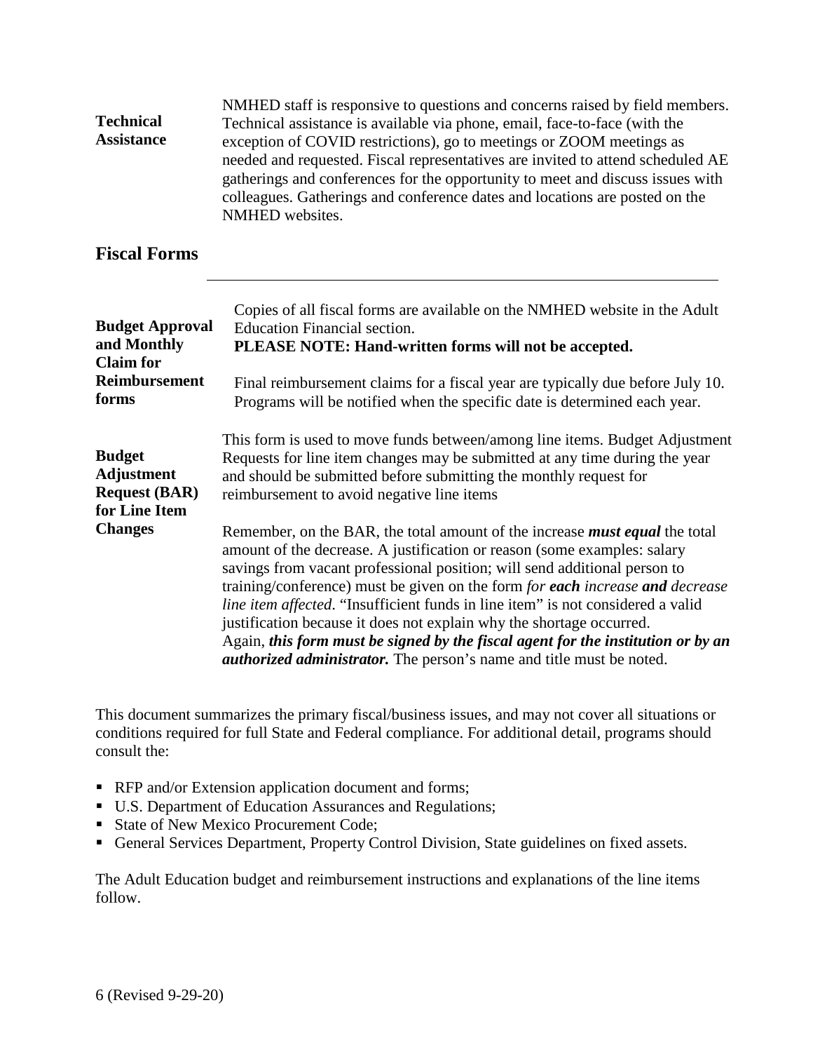**Technical Assistance**

NMHED staff is responsive to questions and concerns raised by field members. Technical assistance is available via phone, email, face-to-face (with the exception of COVID restrictions), go to meetings or ZOOM meetings as needed and requested. Fiscal representatives are invited to attend scheduled AE gatherings and conferences for the opportunity to meet and discuss issues with colleagues. Gatherings and conference dates and locations are posted on the NMHED websites.

## Fiscal Forms

---

**Budget Approval and Monthly Claim for Reimbursement forms**

Copies of all fiscal forms are available on the NMHED website in the Adult Education Financial section.
**PLEASE NOTE: Hand-written forms will not be accepted.**

Final reimbursement claims for a fiscal year are typically due before July 10. Programs will be notified when the specific date is determined each year.

**Budget Adjustment Request (BAR) for Line Item Changes**

This form is used to move funds between/among line items. Budget Adjustment Requests for line item changes may be submitted at any time during the year and should be submitted before submitting the monthly request for reimbursement to avoid negative line items

Remember, on the BAR, the total amount of the increase ***must equal*** the total amount of the decrease. A justification or reason (some examples: salary savings from vacant professional position; will send additional person to training/conference) must be given on the form *for **each** increase **and** decrease line item affected*. "Insufficient funds in line item" is not considered a valid justification because it does not explain why the shortage occurred.
Again, ***this form must be signed by the fiscal agent for the institution or by an authorized administrator.*** The person's name and title must be noted.

This document summarizes the primary fiscal/business issues, and may not cover all situations or conditions required for full State and Federal compliance. For additional detail, programs should consult the:

- RFP and/or Extension application document and forms;
- U.S. Department of Education Assurances and Regulations;
- State of New Mexico Procurement Code;
- General Services Department, Property Control Division, State guidelines on fixed assets.

The Adult Education budget and reimbursement instructions and explanations of the line items follow.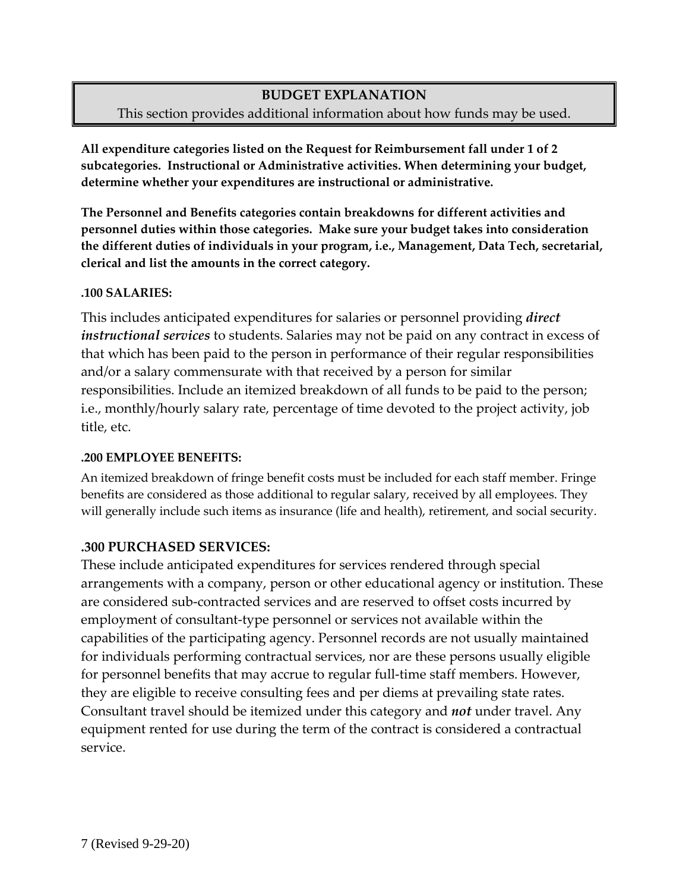## BUDGET EXPLANATION

This section provides additional information about how funds may be used.

**All expenditure categories listed on the Request for Reimbursement fall under 1 of 2 subcategories. Instructional or Administrative activities. When determining your budget, determine whether your expenditures are instructional or administrative.**

**The Personnel and Benefits categories contain breakdowns for different activities and personnel duties within those categories. Make sure your budget takes into consideration the different duties of individuals in your program, i.e., Management, Data Tech, secretarial, clerical and list the amounts in the correct category.**

### .100 SALARIES:

This includes anticipated expenditures for salaries or personnel providing ***direct instructional services*** to students. Salaries may not be paid on any contract in excess of that which has been paid to the person in performance of their regular responsibilities and/or a salary commensurate with that received by a person for similar responsibilities. Include an itemized breakdown of all funds to be paid to the person; i.e., monthly/hourly salary rate, percentage of time devoted to the project activity, job title, etc.

### .200 EMPLOYEE BENEFITS:

An itemized breakdown of fringe benefit costs must be included for each staff member. Fringe benefits are considered as those additional to regular salary, received by all employees. They will generally include such items as insurance (life and health), retirement, and social security.

### .300 PURCHASED SERVICES:

These include anticipated expenditures for services rendered through special arrangements with a company, person or other educational agency or institution. These are considered sub-contracted services and are reserved to offset costs incurred by employment of consultant-type personnel or services not available within the capabilities of the participating agency. Personnel records are not usually maintained for individuals performing contractual services, nor are these persons usually eligible for personnel benefits that may accrue to regular full-time staff members. However, they are eligible to receive consulting fees and per diems at prevailing state rates. Consultant travel should be itemized under this category and ***not*** under travel. Any equipment rented for use during the term of the contract is considered a contractual service.

(Revised 9-29-20)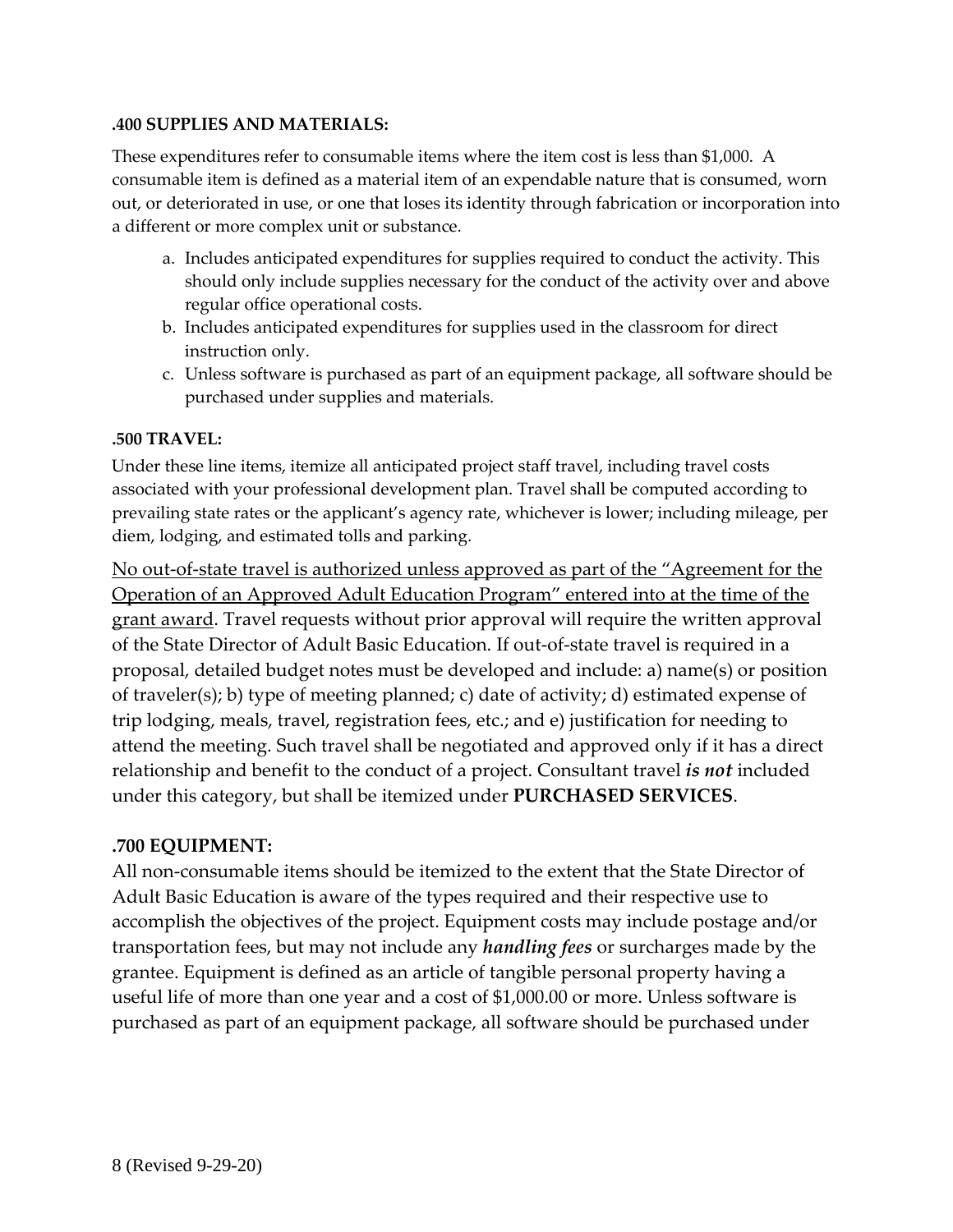**.400 SUPPLIES AND MATERIALS:**

These expenditures refer to consumable items where the item cost is less than $1,000. A consumable item is defined as a material item of an expendable nature that is consumed, worn out, or deteriorated in use, or one that loses its identity through fabrication or incorporation into a different or more complex unit or substance.

a. Includes anticipated expenditures for supplies required to conduct the activity. This should only include supplies necessary for the conduct of the activity over and above regular office operational costs.
b. Includes anticipated expenditures for supplies used in the classroom for direct instruction only.
c. Unless software is purchased as part of an equipment package, all software should be purchased under supplies and materials.

**.500 TRAVEL:**

Under these line items, itemize all anticipated project staff travel, including travel costs associated with your professional development plan. Travel shall be computed according to prevailing state rates or the applicant's agency rate, whichever is lower; including mileage, per diem, lodging, and estimated tolls and parking.

<u>No out-of-state travel is authorized unless approved as part of the "Agreement for the Operation of an Approved Adult Education Program" entered into at the time of the grant award</u>. Travel requests without prior approval will require the written approval of the State Director of Adult Basic Education. If out-of-state travel is required in a proposal, detailed budget notes must be developed and include: a) name(s) or position of traveler(s); b) type of meeting planned; c) date of activity; d) estimated expense of trip lodging, meals, travel, registration fees, etc.; and e) justification for needing to attend the meeting. Such travel shall be negotiated and approved only if it has a direct relationship and benefit to the conduct of a project. Consultant travel ***is not*** included under this category, but shall be itemized under **PURCHASED SERVICES**.

**.700 EQUIPMENT:**

All non-consumable items should be itemized to the extent that the State Director of Adult Basic Education is aware of the types required and their respective use to accomplish the objectives of the project. Equipment costs may include postage and/or transportation fees, but may not include any ***handling fees*** or surcharges made by the grantee. Equipment is defined as an article of tangible personal property having a useful life of more than one year and a cost of $1,000.00 or more. Unless software is purchased as part of an equipment package, all software should be purchased under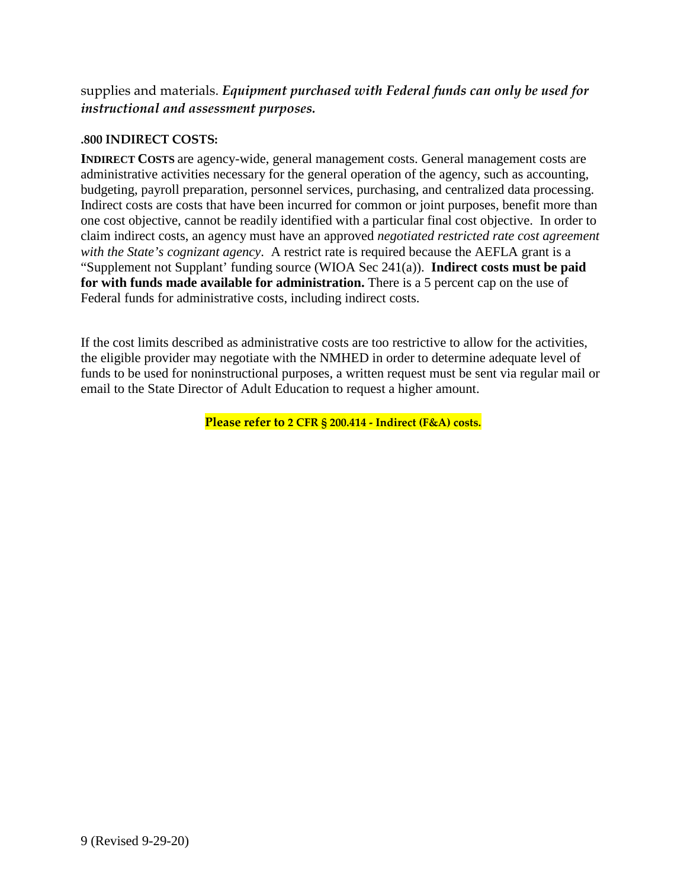supplies and materials. ***Equipment purchased with Federal funds can only be used for instructional and assessment purposes.***

### .800 INDIRECT COSTS:

**INDIRECT COSTS** are agency-wide, general management costs. General management costs are administrative activities necessary for the general operation of the agency, such as accounting, budgeting, payroll preparation, personnel services, purchasing, and centralized data processing. Indirect costs are costs that have been incurred for common or joint purposes, benefit more than one cost objective, cannot be readily identified with a particular final cost objective. In order to claim indirect costs, an agency must have an approved *negotiated restricted rate cost agreement with the State's cognizant agency*. A restrict rate is required because the AEFLA grant is a "Supplement not Supplant' funding source (WIOA Sec 241(a)). **Indirect costs must be paid for with funds made available for administration.** There is a 5 percent cap on the use of Federal funds for administrative costs, including indirect costs.

If the cost limits described as administrative costs are too restrictive to allow for the activities, the eligible provider may negotiate with the NMHED in order to determine adequate level of funds to be used for noninstructional purposes, a written request must be sent via regular mail or email to the State Director of Adult Education to request a higher amount.

**Please refer to 2 CFR § 200.414 - Indirect (F&A) costs.**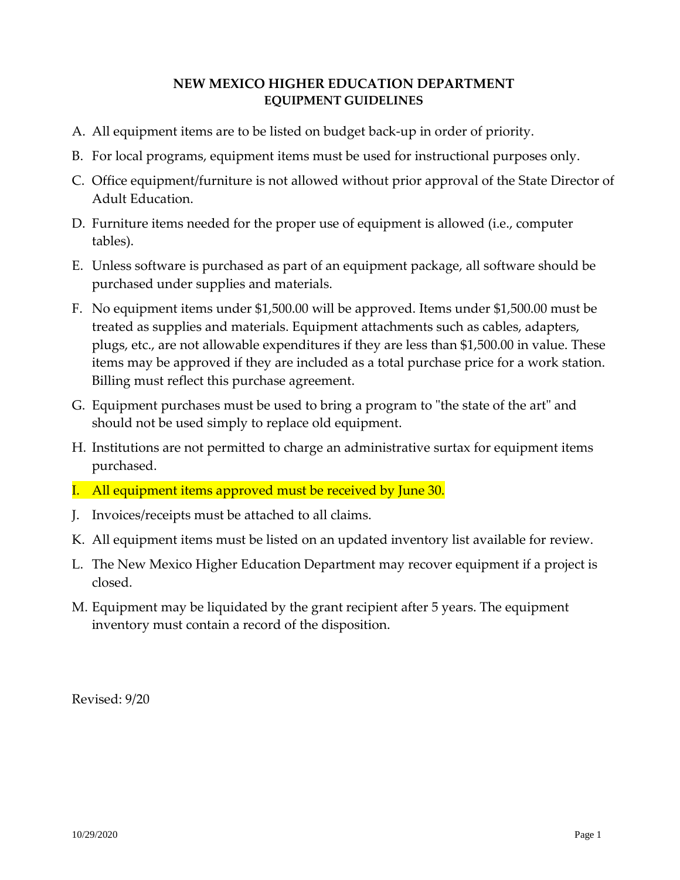# NEW MEXICO HIGHER EDUCATION DEPARTMENT
## EQUIPMENT GUIDELINES

A. All equipment items are to be listed on budget back-up in order of priority.

B. For local programs, equipment items must be used for instructional purposes only.

C. Office equipment/furniture is not allowed without prior approval of the State Director of Adult Education.

D. Furniture items needed for the proper use of equipment is allowed (i.e., computer tables).

E. Unless software is purchased as part of an equipment package, all software should be purchased under supplies and materials.

F. No equipment items under $1,500.00 will be approved. Items under $1,500.00 must be treated as supplies and materials. Equipment attachments such as cables, adapters, plugs, etc., are not allowable expenditures if they are less than $1,500.00 in value. These items may be approved if they are included as a total purchase price for a work station. Billing must reflect this purchase agreement.

G. Equipment purchases must be used to bring a program to "the state of the art" and should not be used simply to replace old equipment.

H. Institutions are not permitted to charge an administrative surtax for equipment items purchased.

I. All equipment items approved must be received by June 30.

J. Invoices/receipts must be attached to all claims.

K. All equipment items must be listed on an updated inventory list available for review.

L. The New Mexico Higher Education Department may recover equipment if a project is closed.

M. Equipment may be liquidated by the grant recipient after 5 years. The equipment inventory must contain a record of the disposition.

Revised: 9/20

10/29/2020